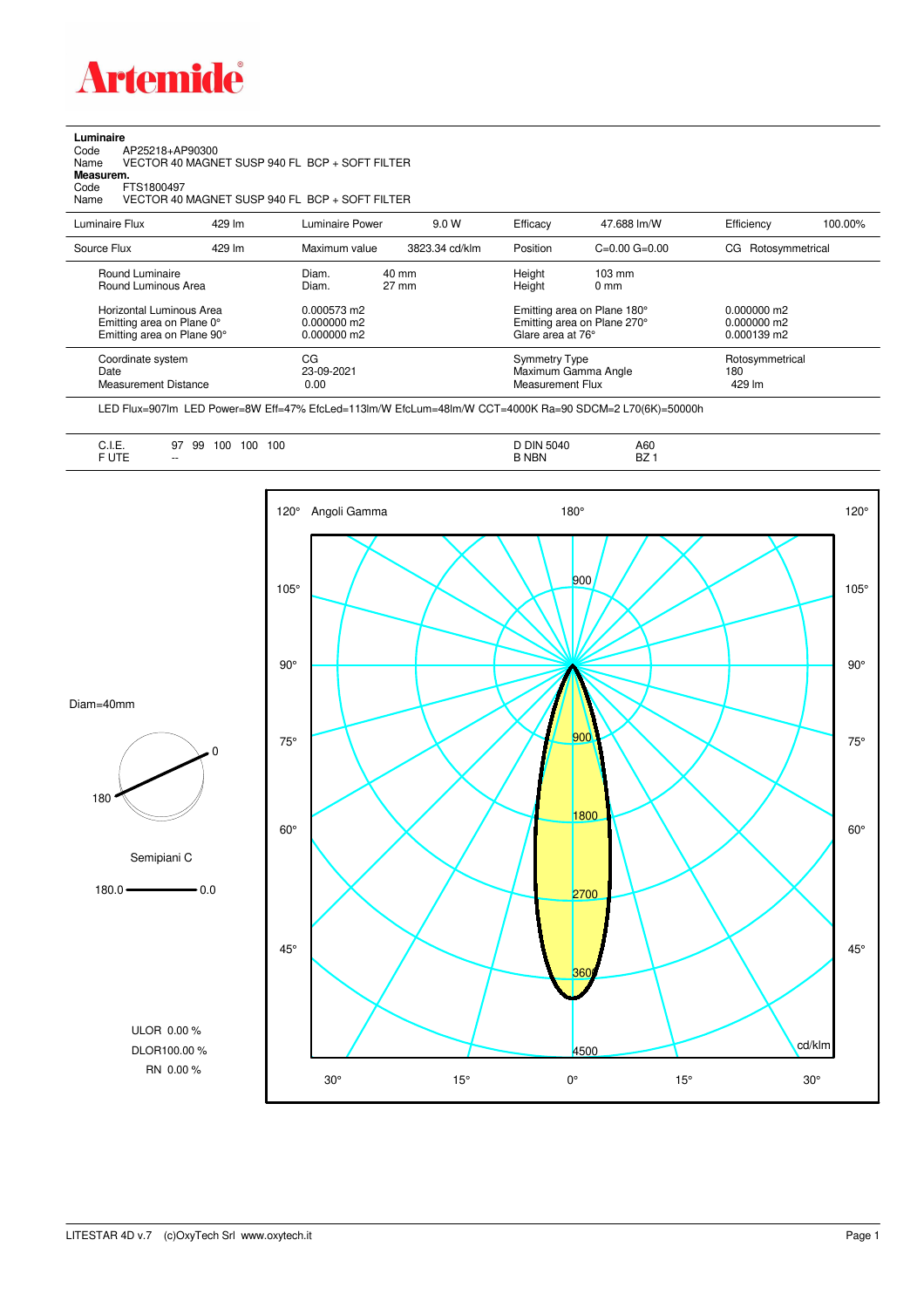# Artemide

**Luminaire**
Code AP25218+AP90300
Name VECTOR 40 MAGNET SUSP 940 FL BCP + SOFT FILTER
**Measurem.**
Code FTS1800497
Name VECTOR 40 MAGNET SUSP 940 FL BCP + SOFT FILTER

| Luminaire Flux | 429 lm | Luminaire Power | 9.0 W | Efficacy | 47.688 lm/W | Efficiency | 100.00% |
|---|---|---|---|---|---|---|---|
| Source Flux | 429 lm | Maximum value | 3823.34 cd/klm | Position | C=0.00 G=0.00 | CG | Rotosymmetrical |

| | | | | |
|---|---|---|---|---|
| Round Luminaire | Diam. 40 mm | Height 103 mm | | |
| Round Luminous Area | Diam. 27 mm | Height 0 mm | | |
| Horizontal Luminous Area | 0.000573 m2 | Emitting area on Plane 180° | 0.000000 m2 | |
| Emitting area on Plane 0° | 0.000000 m2 | Emitting area on Plane 270° | 0.000000 m2 | |
| Emitting area on Plane 90° | 0.000000 m2 | Glare area at 76° | 0.000139 m2 | |
| Coordinate system | CG | Symmetry Type | Rotosymmetrical | |
| Date | 23-09-2021 | Maximum Gamma Angle | 180 | |
| Measurement Distance | 0.00 | Measurement Flux | 429 lm | |

LED Flux=907lm LED Power=8W Eff=47% EfcLed=113lm/W EfcLum=48lm/W CCT=4000K Ra=90 SDCM=2 L70(6K)=50000h

| | | | |
|---|---|---|---|
| C.I.E. | 97 99 100 100 100 | D DIN 5040 | A60 |
| F UTE | -- | B NBN | BZ 1 |

Diam=40mm

Semipiani C

180.0 — 0.0

ULOR 0.00 %
DLOR 100.00 %
RN 0.00 %

Angoli Gamma — cd/klm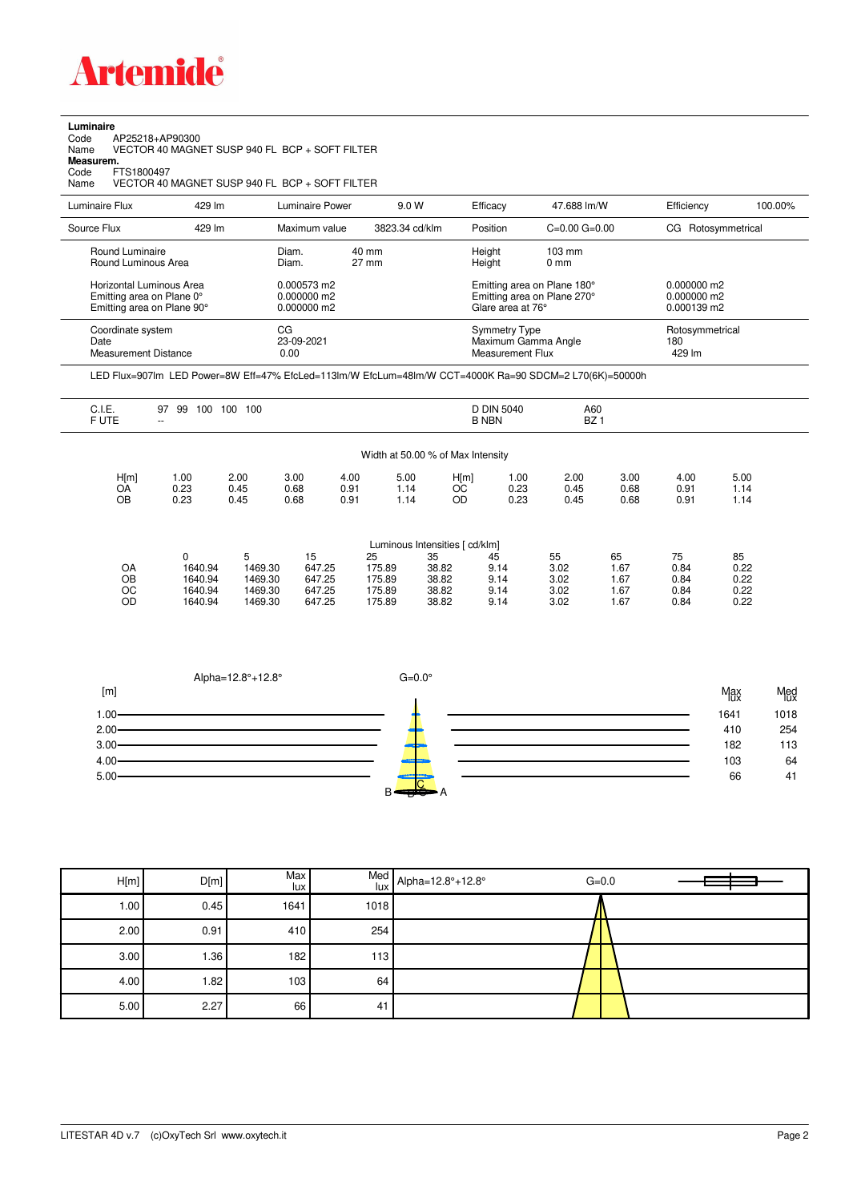**Luminaire**

Code AP25218+AP90300
Name VECTOR 40 MAGNET SUSP 940 FL BCP + SOFT FILTER

**Measurem.**

Code FTS1800497
Name VECTOR 40 MAGNET SUSP 940 FL BCP + SOFT FILTER

| | | | | | | | |
|---|---|---|---|---|---|---|---|
| Luminaire Flux | 429 lm | Luminaire Power | 9.0 W | Efficacy | 47.688 lm/W | Efficiency | 100.00% |
| Source Flux | 429 lm | Maximum value | 3823.34 cd/klm | Position | C=0.00 G=0.00 | CG | Rotosymmetrical |

| | | | | | |
|---|---|---|---|---|---|
| Round Luminaire | Diam. | 40 mm | Height | 103 mm | |
| Round Luminous Area | Diam. | 27 mm | Height | 0 mm | |
| Horizontal Luminous Area | 0.000573 m2 | | Emitting area on Plane 180° | | 0.000000 m2 |
| Emitting area on Plane 0° | 0.000000 m2 | | Emitting area on Plane 270° | | 0.000000 m2 |
| Emitting area on Plane 90° | 0.000000 m2 | | Glare area at 76° | | 0.000139 m2 |

| | | | |
|---|---|---|---|
| Coordinate system | CG | Symmetry Type | Rotosymmetrical |
| Date | 23-09-2021 | Maximum Gamma Angle | 180 |
| Measurement Distance | 0.00 | Measurement Flux | 429 lm |

LED Flux=907lm LED Power=8W Eff=47% EfcLed=113lm/W EfcLum=48lm/W CCT=4000K Ra=90 SDCM=2 L70(6K)=50000h

| | | | |
|---|---|---|---|
| C.I.E. | 97 99 100 100 100 | D DIN 5040 | A60 |
| F UTE | -- | B NBN | BZ 1 |

Width at 50.00 % of Max Intensity

| H[m] | 1.00 | 2.00 | 3.00 | 4.00 | 5.00 | H[m] | 1.00 | 2.00 | 3.00 | 4.00 | 5.00 |
|---|---|---|---|---|---|---|---|---|---|---|---|
| OA | 0.23 | 0.45 | 0.68 | 0.91 | 1.14 | OC | 0.23 | 0.45 | 0.68 | 0.91 | 1.14 |
| OB | 0.23 | 0.45 | 0.68 | 0.91 | 1.14 | OD | 0.23 | 0.45 | 0.68 | 0.91 | 1.14 |

Luminous Intensities [ cd/klm]

| | 0 | 5 | 15 | 25 | 35 | 45 | 55 | 65 | 75 | 85 |
|---|---|---|---|---|---|---|---|---|---|---|
| OA | 1640.94 | 1469.30 | 647.25 | 175.89 | 38.82 | 9.14 | 3.02 | 1.67 | 0.84 | 0.22 |
| OB | 1640.94 | 1469.30 | 647.25 | 175.89 | 38.82 | 9.14 | 3.02 | 1.67 | 0.84 | 0.22 |
| OC | 1640.94 | 1469.30 | 647.25 | 175.89 | 38.82 | 9.14 | 3.02 | 1.67 | 0.84 | 0.22 |
| OD | 1640.94 | 1469.30 | 647.25 | 175.89 | 38.82 | 9.14 | 3.02 | 1.67 | 0.84 | 0.22 |

Alpha=12.8°+12.8°

G=0.0°

[m]

Max lux

Med lux

1.00 1641 1018

2.00 410 254

3.00 182 113

4.00 103 64

5.00 66 41

B D C A

| H[m] | D[m] | Max lux | Med lux | Alpha=12.8°+12.8° G=0.0 |
|---|---|---|---|---|
| 1.00 | 0.45 | 1641 | 1018 | |
| 2.00 | 0.91 | 410 | 254 | |
| 3.00 | 1.36 | 182 | 113 | |
| 4.00 | 1.82 | 103 | 64 | |
| 5.00 | 2.27 | 66 | 41 | |

LITESTAR 4D v.7 (c)OxyTech Srl www.oxytech.it